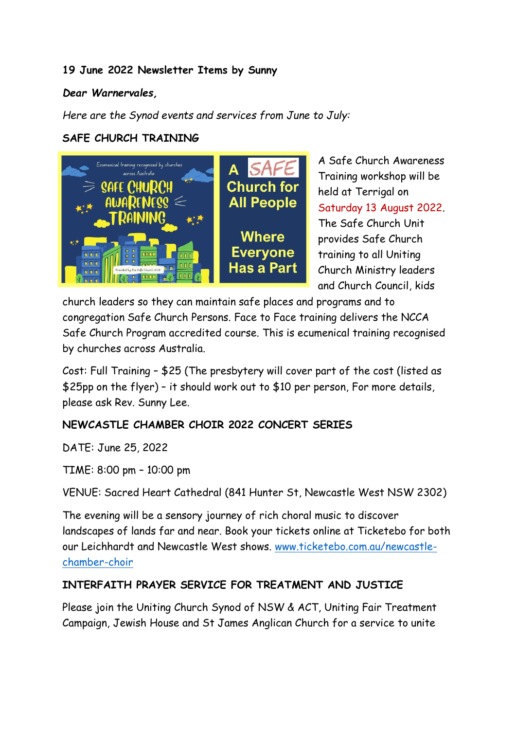**19 June 2022 Newsletter Items by Sunny**

***Dear Warnervales,***

*Here are the Synod events and services from June to July:*

**SAFE CHURCH TRAINING**

A Safe Church Awareness Training workshop will be held at Terrigal on Saturday 13 August 2022. The Safe Church Unit provides Safe Church training to all Uniting Church Ministry leaders and Church Council, kids church leaders so they can maintain safe places and programs and to congregation Safe Church Persons. Face to Face training delivers the NCCA Safe Church Program accredited course. This is ecumenical training recognised by churches across Australia.

Cost: Full Training – $25 (The presbytery will cover part of the cost (listed as $25pp on the flyer) – it should work out to $10 per person, For more details, please ask Rev. Sunny Lee.

**NEWCASTLE CHAMBER CHOIR 2022 CONCERT SERIES**

DATE: June 25, 2022

TIME: 8:00 pm – 10:00 pm

VENUE: Sacred Heart Cathedral (841 Hunter St, Newcastle West NSW 2302)

The evening will be a sensory journey of rich choral music to discover landscapes of lands far and near. Book your tickets online at Ticketebo for both our Leichhardt and Newcastle West shows. www.ticketebo.com.au/newcastle-chamber-choir

**INTERFAITH PRAYER SERVICE FOR TREATMENT AND JUSTICE**

Please join the Uniting Church Synod of NSW & ACT, Uniting Fair Treatment Campaign, Jewish House and St James Anglican Church for a service to unite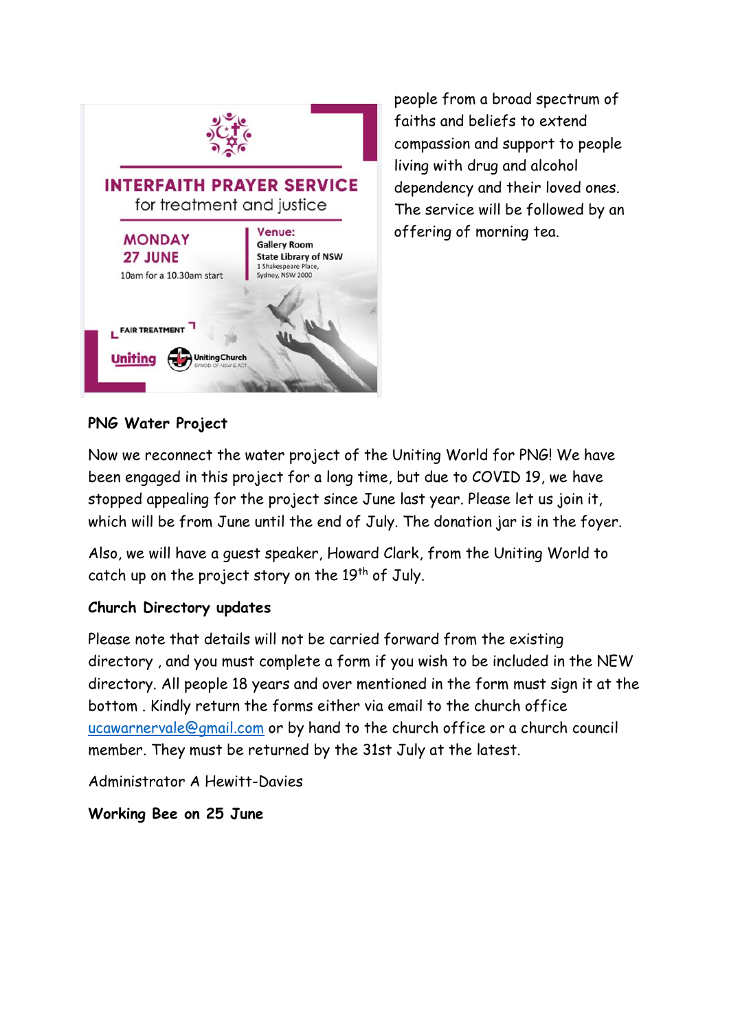INTERFAITH PRAYER SERVICE

for treatment and justice

MONDAY 27 JUNE

10am for a 10.30am start

Venue: Gallery Room, State Library of NSW, 1 Shakespeare Place, Sydney, NSW 2000

FAIR TREATMENT

Uniting | Uniting Church Synod of NSW & ACT

people from a broad spectrum of faiths and beliefs to extend compassion and support to people living with drug and alcohol dependency and their loved ones. The service will be followed by an offering of morning tea.

**PNG Water Project**

Now we reconnect the water project of the Uniting World for PNG! We have been engaged in this project for a long time, but due to COVID 19, we have stopped appealing for the project since June last year. Please let us join it, which will be from June until the end of July. The donation jar is in the foyer.

Also, we will have a guest speaker, Howard Clark, from the Uniting World to catch up on the project story on the 19th of July.

**Church Directory updates**

Please note that details will not be carried forward from the existing directory , and you must complete a form if you wish to be included in the NEW directory. All people 18 years and over mentioned in the form must sign it at the bottom . Kindly return the forms either via email to the church office ucawarnervale@gmail.com or by hand to the church office or a church council member. They must be returned by the 31st July at the latest.

Administrator A Hewitt-Davies

**Working Bee on 25 June**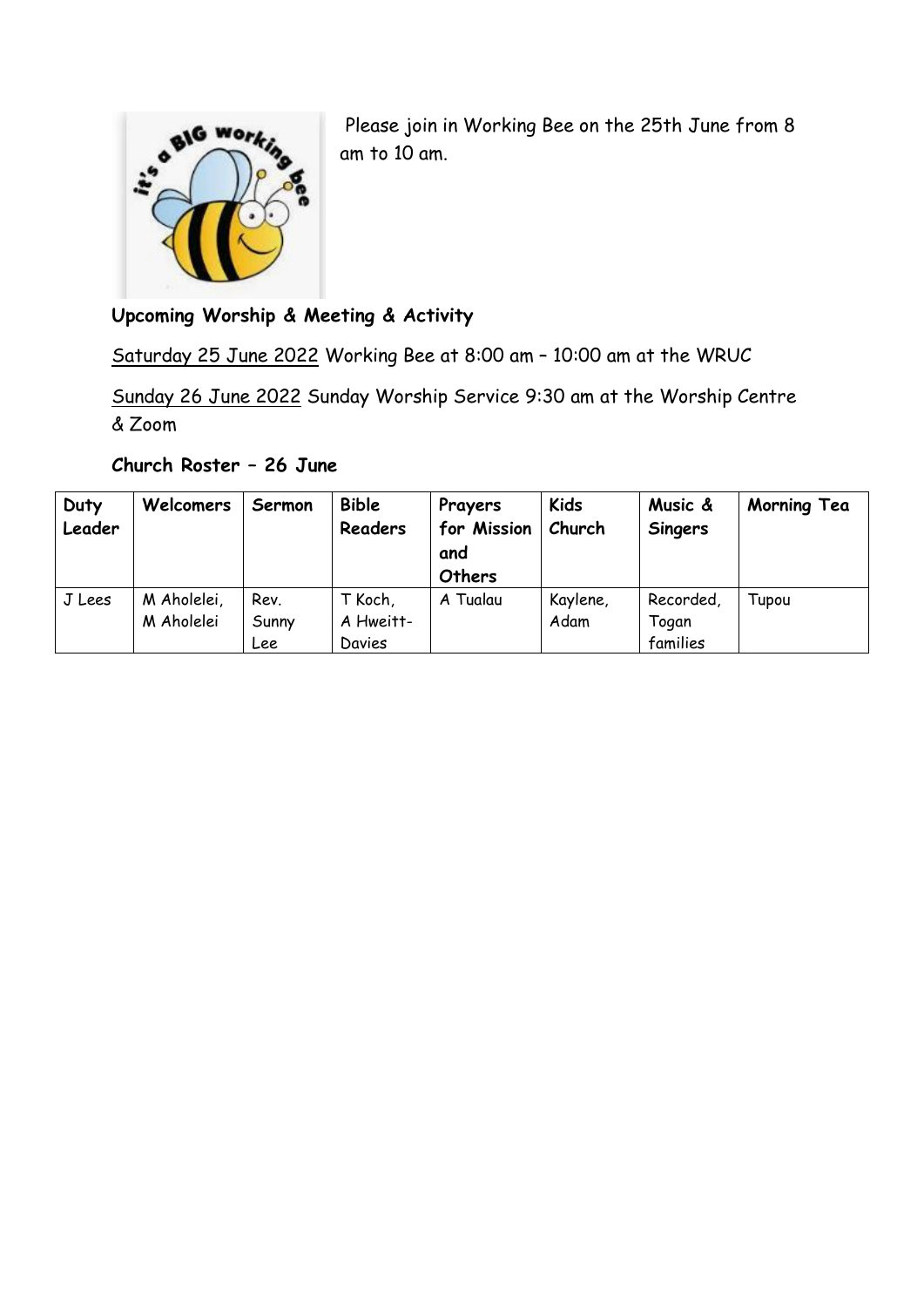Please join in Working Bee on the 25th June from 8 am to 10 am.

**Upcoming Worship & Meeting & Activity**

Saturday 25 June 2022 Working Bee at 8:00 am – 10:00 am at the WRUC

Sunday 26 June 2022 Sunday Worship Service 9:30 am at the Worship Centre & Zoom

**Church Roster – 26 June**

| Duty Leader | Welcomers | Sermon | Bible Readers | Prayers for Mission and Others | Kids Church | Music & Singers | Morning Tea |
|---|---|---|---|---|---|---|---|
| J Lees | M Aholelei, M Aholelei | Rev. Sunny Lee | T Koch, A Hweitt-Davies | A Tualau | Kaylene, Adam | Recorded, Togan families | Tupou |